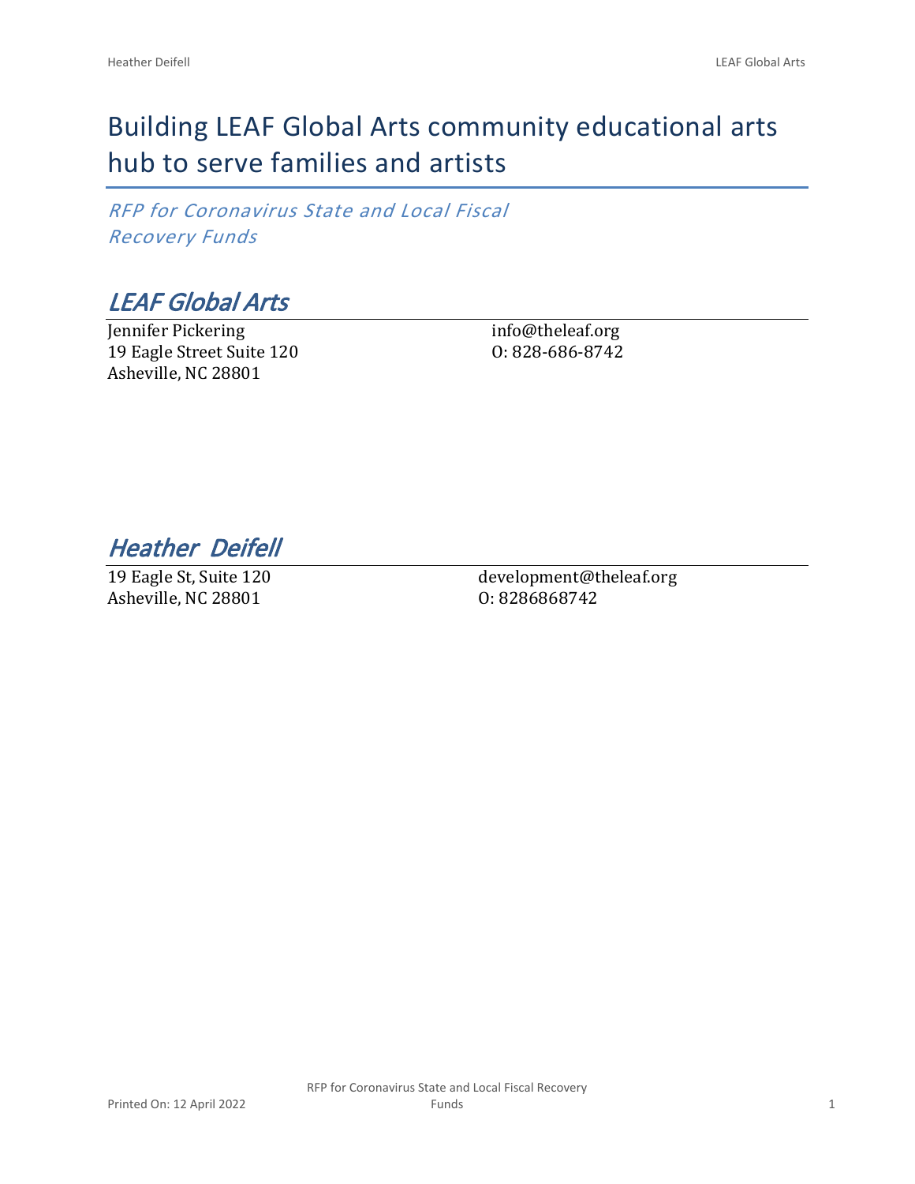# Building LEAF Global Arts community educational arts hub to serve families and artists

*RFP for Coronavirus State and Local Fiscal Recovery Funds*

## *LEAF Global Arts*

Jennifer Pickering
19 Eagle Street Suite 120
Asheville, NC 28801

info@theleaf.org
O: 828-686-8742

## *Heather Deifell*

19 Eagle St, Suite 120
Asheville, NC 28801

development@theleaf.org
O: 8286868742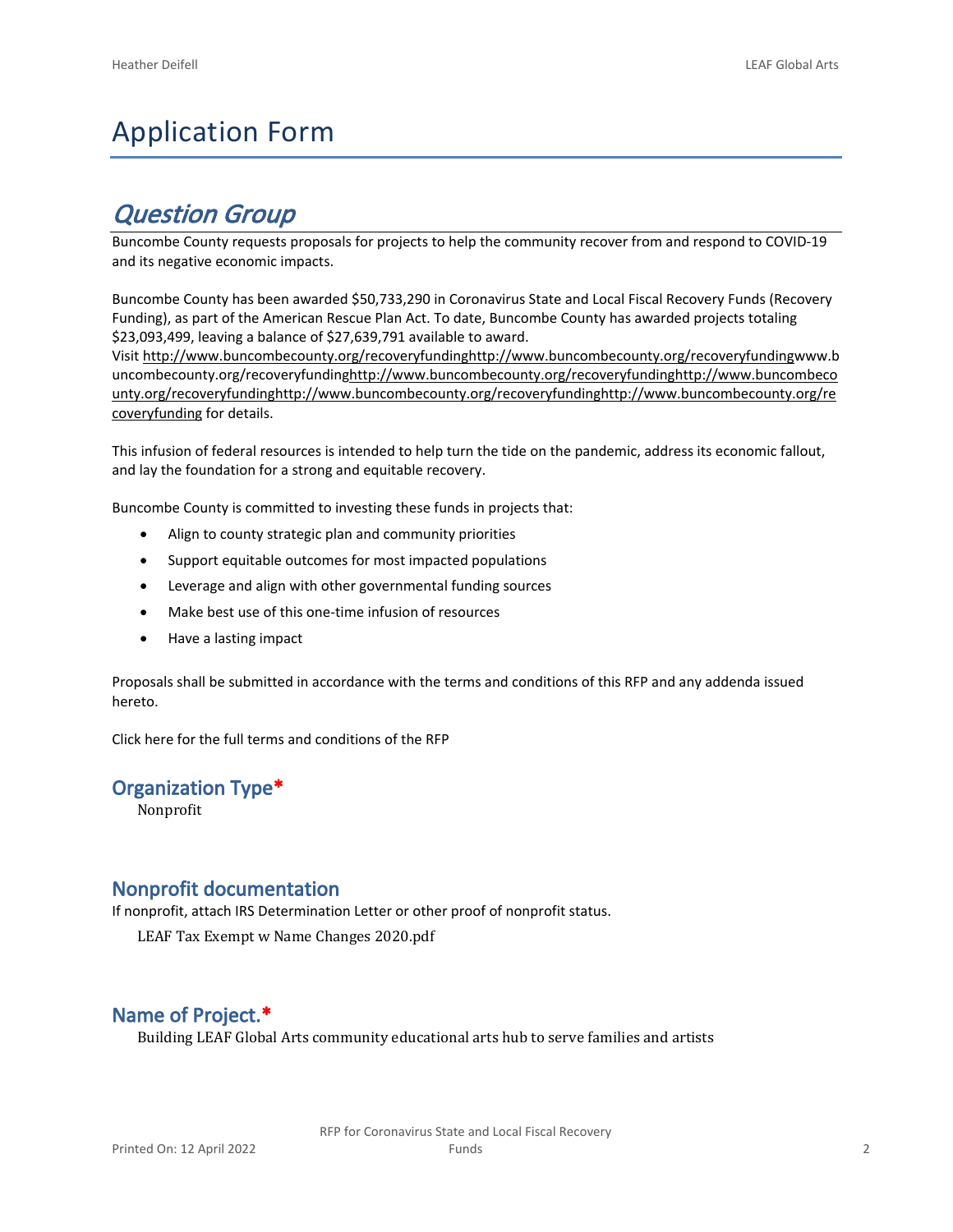# Application Form

## *Question Group*

Buncombe County requests proposals for projects to help the community recover from and respond to COVID-19 and its negative economic impacts.

Buncombe County has been awarded $50,733,290 in Coronavirus State and Local Fiscal Recovery Funds (Recovery Funding), as part of the American Rescue Plan Act. To date, Buncombe County has awarded projects totaling $23,093,499, leaving a balance of $27,639,791 available to award.

Visit http://www.buncombecounty.org/recoveryfundinghttp://www.buncombecounty.org/recoveryfundingwww.buncombecounty.org/recoveryfundinghttp://www.buncombecounty.org/recoveryfundinghttp://www.buncombecounty.org/recoveryfundinghttp://www.buncombecounty.org/recoveryfundinghttp://www.buncombecounty.org/recoveryfunding for details.

This infusion of federal resources is intended to help turn the tide on the pandemic, address its economic fallout, and lay the foundation for a strong and equitable recovery.

Buncombe County is committed to investing these funds in projects that:

- Align to county strategic plan and community priorities
- Support equitable outcomes for most impacted populations
- Leverage and align with other governmental funding sources
- Make best use of this one-time infusion of resources
- Have a lasting impact

Proposals shall be submitted in accordance with the terms and conditions of this RFP and any addenda issued hereto.

Click here for the full terms and conditions of the RFP

### Organization Type*

Nonprofit

### Nonprofit documentation

If nonprofit, attach IRS Determination Letter or other proof of nonprofit status.

LEAF Tax Exempt w Name Changes 2020.pdf

### Name of Project.*

Building LEAF Global Arts community educational arts hub to serve families and artists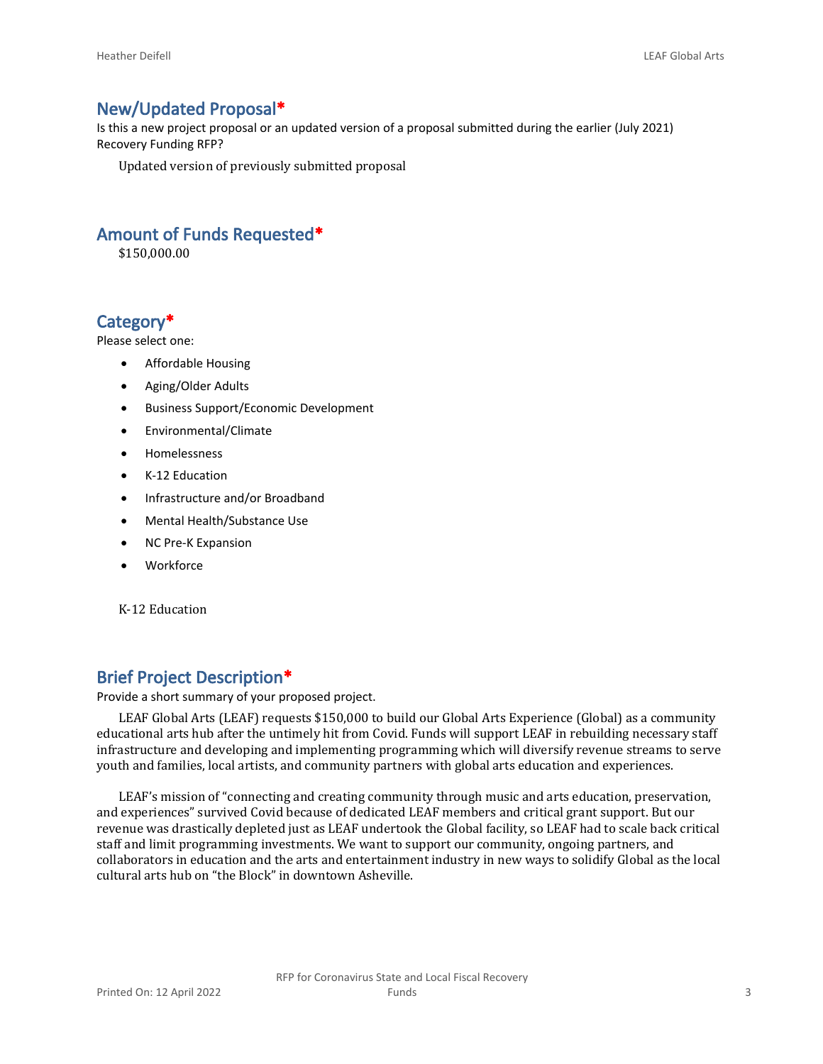## New/Updated Proposal*

Is this a new project proposal or an updated version of a proposal submitted during the earlier (July 2021) Recovery Funding RFP?

Updated version of previously submitted proposal

## Amount of Funds Requested*

$150,000.00

## Category*

Please select one:

- Affordable Housing
- Aging/Older Adults
- Business Support/Economic Development
- Environmental/Climate
- Homelessness
- K-12 Education
- Infrastructure and/or Broadband
- Mental Health/Substance Use
- NC Pre-K Expansion
- Workforce

K-12 Education

## Brief Project Description*

Provide a short summary of your proposed project.

LEAF Global Arts (LEAF) requests $150,000 to build our Global Arts Experience (Global) as a community educational arts hub after the untimely hit from Covid. Funds will support LEAF in rebuilding necessary staff infrastructure and developing and implementing programming which will diversify revenue streams to serve youth and families, local artists, and community partners with global arts education and experiences.

LEAF's mission of "connecting and creating community through music and arts education, preservation, and experiences" survived Covid because of dedicated LEAF members and critical grant support. But our revenue was drastically depleted just as LEAF undertook the Global facility, so LEAF had to scale back critical staff and limit programming investments. We want to support our community, ongoing partners, and collaborators in education and the arts and entertainment industry in new ways to solidify Global as the local cultural arts hub on "the Block" in downtown Asheville.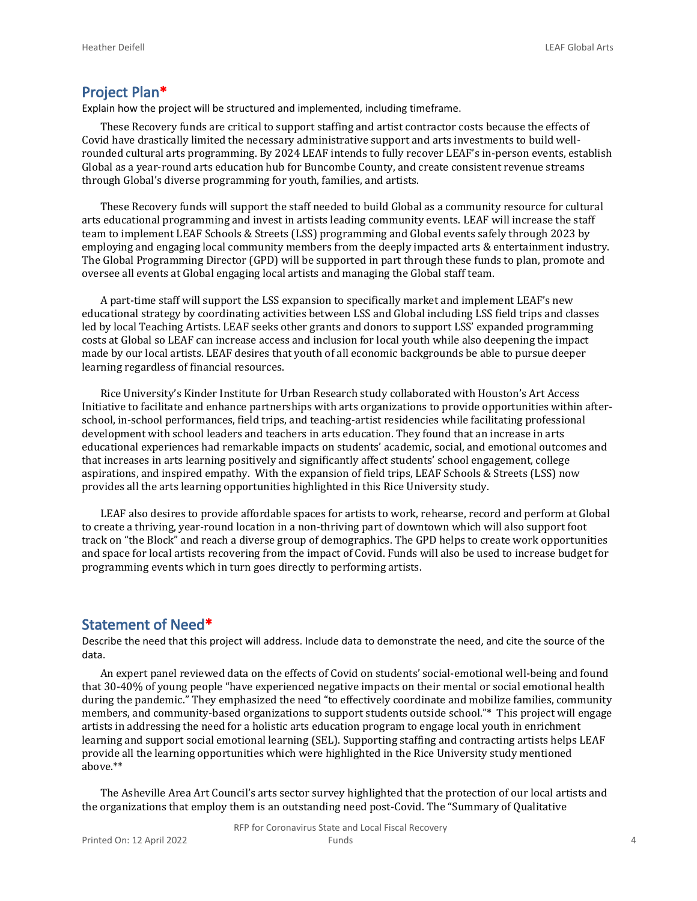## Project Plan*

Explain how the project will be structured and implemented, including timeframe.

These Recovery funds are critical to support staffing and artist contractor costs because the effects of Covid have drastically limited the necessary administrative support and arts investments to build well-rounded cultural arts programming. By 2024 LEAF intends to fully recover LEAF's in-person events, establish Global as a year-round arts education hub for Buncombe County, and create consistent revenue streams through Global's diverse programming for youth, families, and artists.

These Recovery funds will support the staff needed to build Global as a community resource for cultural arts educational programming and invest in artists leading community events. LEAF will increase the staff team to implement LEAF Schools & Streets (LSS) programming and Global events safely through 2023 by employing and engaging local community members from the deeply impacted arts & entertainment industry. The Global Programming Director (GPD) will be supported in part through these funds to plan, promote and oversee all events at Global engaging local artists and managing the Global staff team.

A part-time staff will support the LSS expansion to specifically market and implement LEAF's new educational strategy by coordinating activities between LSS and Global including LSS field trips and classes led by local Teaching Artists. LEAF seeks other grants and donors to support LSS' expanded programming costs at Global so LEAF can increase access and inclusion for local youth while also deepening the impact made by our local artists. LEAF desires that youth of all economic backgrounds be able to pursue deeper learning regardless of financial resources.

Rice University's Kinder Institute for Urban Research study collaborated with Houston's Art Access Initiative to facilitate and enhance partnerships with arts organizations to provide opportunities within after-school, in-school performances, field trips, and teaching-artist residencies while facilitating professional development with school leaders and teachers in arts education. They found that an increase in arts educational experiences had remarkable impacts on students' academic, social, and emotional outcomes and that increases in arts learning positively and significantly affect students' school engagement, college aspirations, and inspired empathy. With the expansion of field trips, LEAF Schools & Streets (LSS) now provides all the arts learning opportunities highlighted in this Rice University study.

LEAF also desires to provide affordable spaces for artists to work, rehearse, record and perform at Global to create a thriving, year-round location in a non-thriving part of downtown which will also support foot track on "the Block" and reach a diverse group of demographics. The GPD helps to create work opportunities and space for local artists recovering from the impact of Covid. Funds will also be used to increase budget for programming events which in turn goes directly to performing artists.

## Statement of Need*

Describe the need that this project will address. Include data to demonstrate the need, and cite the source of the data.

An expert panel reviewed data on the effects of Covid on students' social-emotional well-being and found that 30-40% of young people "have experienced negative impacts on their mental or social emotional health during the pandemic." They emphasized the need "to effectively coordinate and mobilize families, community members, and community-based organizations to support students outside school."* This project will engage artists in addressing the need for a holistic arts education program to engage local youth in enrichment learning and support social emotional learning (SEL). Supporting staffing and contracting artists helps LEAF provide all the learning opportunities which were highlighted in the Rice University study mentioned above.**

The Asheville Area Art Council's arts sector survey highlighted that the protection of our local artists and the organizations that employ them is an outstanding need post-Covid. The "Summary of Qualitative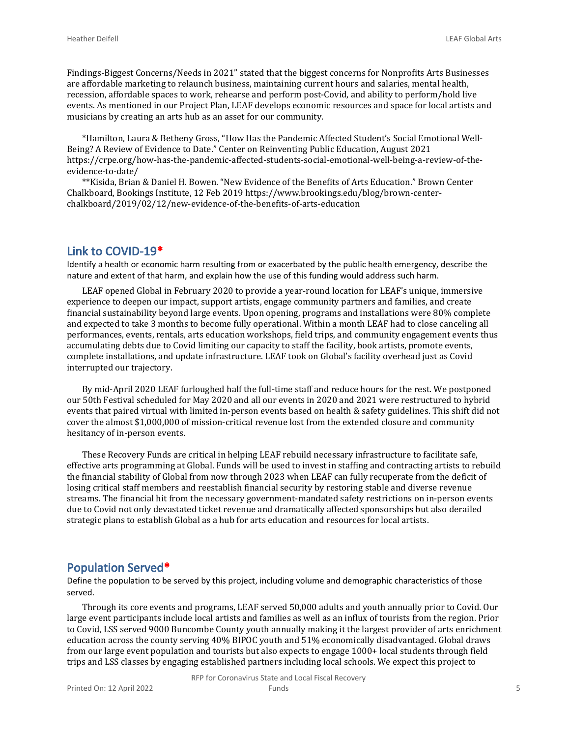Findings-Biggest Concerns/Needs in 2021" stated that the biggest concerns for Nonprofits Arts Businesses are affordable marketing to relaunch business, maintaining current hours and salaries, mental health, recession, affordable spaces to work, rehearse and perform post-Covid, and ability to perform/hold live events. As mentioned in our Project Plan, LEAF develops economic resources and space for local artists and musicians by creating an arts hub as an asset for our community.

*Hamilton, Laura & Betheny Gross, "How Has the Pandemic Affected Student's Social Emotional Well-Being? A Review of Evidence to Date." Center on Reinventing Public Education, August 2021 https://crpe.org/how-has-the-pandemic-affected-students-social-emotional-well-being-a-review-of-the-evidence-to-date/

**Kisida, Brian & Daniel H. Bowen. "New Evidence of the Benefits of Arts Education." Brown Center Chalkboard, Bookings Institute, 12 Feb 2019 https://www.brookings.edu/blog/brown-center-chalkboard/2019/02/12/new-evidence-of-the-benefits-of-arts-education

## Link to COVID-19*

Identify a health or economic harm resulting from or exacerbated by the public health emergency, describe the nature and extent of that harm, and explain how the use of this funding would address such harm.

LEAF opened Global in February 2020 to provide a year-round location for LEAF's unique, immersive experience to deepen our impact, support artists, engage community partners and families, and create financial sustainability beyond large events. Upon opening, programs and installations were 80% complete and expected to take 3 months to become fully operational. Within a month LEAF had to close canceling all performances, events, rentals, arts education workshops, field trips, and community engagement events thus accumulating debts due to Covid limiting our capacity to staff the facility, book artists, promote events, complete installations, and update infrastructure. LEAF took on Global's facility overhead just as Covid interrupted our trajectory.

By mid-April 2020 LEAF furloughed half the full-time staff and reduce hours for the rest. We postponed our 50th Festival scheduled for May 2020 and all our events in 2020 and 2021 were restructured to hybrid events that paired virtual with limited in-person events based on health & safety guidelines. This shift did not cover the almost $1,000,000 of mission-critical revenue lost from the extended closure and community hesitancy of in-person events.

These Recovery Funds are critical in helping LEAF rebuild necessary infrastructure to facilitate safe, effective arts programming at Global. Funds will be used to invest in staffing and contracting artists to rebuild the financial stability of Global from now through 2023 when LEAF can fully recuperate from the deficit of losing critical staff members and reestablish financial security by restoring stable and diverse revenue streams. The financial hit from the necessary government-mandated safety restrictions on in-person events due to Covid not only devastated ticket revenue and dramatically affected sponsorships but also derailed strategic plans to establish Global as a hub for arts education and resources for local artists.

## Population Served*

Define the population to be served by this project, including volume and demographic characteristics of those served.

Through its core events and programs, LEAF served 50,000 adults and youth annually prior to Covid. Our large event participants include local artists and families as well as an influx of tourists from the region. Prior to Covid, LSS served 9000 Buncombe County youth annually making it the largest provider of arts enrichment education across the county serving 40% BIPOC youth and 51% economically disadvantaged. Global draws from our large event population and tourists but also expects to engage 1000+ local students through field trips and LSS classes by engaging established partners including local schools. We expect this project to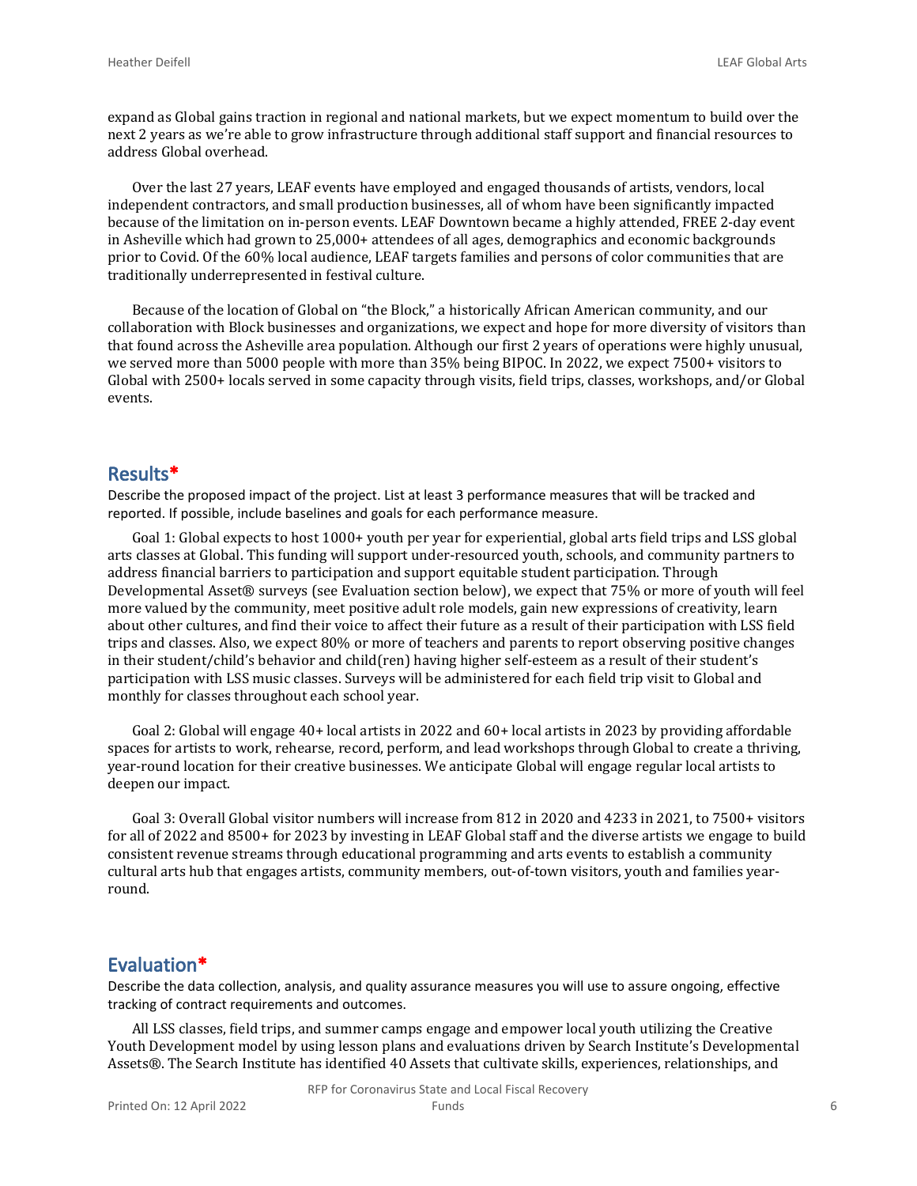expand as Global gains traction in regional and national markets, but we expect momentum to build over the next 2 years as we're able to grow infrastructure through additional staff support and financial resources to address Global overhead.

Over the last 27 years, LEAF events have employed and engaged thousands of artists, vendors, local independent contractors, and small production businesses, all of whom have been significantly impacted because of the limitation on in-person events. LEAF Downtown became a highly attended, FREE 2-day event in Asheville which had grown to 25,000+ attendees of all ages, demographics and economic backgrounds prior to Covid. Of the 60% local audience, LEAF targets families and persons of color communities that are traditionally underrepresented in festival culture.

Because of the location of Global on "the Block," a historically African American community, and our collaboration with Block businesses and organizations, we expect and hope for more diversity of visitors than that found across the Asheville area population. Although our first 2 years of operations were highly unusual, we served more than 5000 people with more than 35% being BIPOC. In 2022, we expect 7500+ visitors to Global with 2500+ locals served in some capacity through visits, field trips, classes, workshops, and/or Global events.

## Results*

Describe the proposed impact of the project. List at least 3 performance measures that will be tracked and reported. If possible, include baselines and goals for each performance measure.

Goal 1: Global expects to host 1000+ youth per year for experiential, global arts field trips and LSS global arts classes at Global. This funding will support under-resourced youth, schools, and community partners to address financial barriers to participation and support equitable student participation. Through Developmental Asset® surveys (see Evaluation section below), we expect that 75% or more of youth will feel more valued by the community, meet positive adult role models, gain new expressions of creativity, learn about other cultures, and find their voice to affect their future as a result of their participation with LSS field trips and classes. Also, we expect 80% or more of teachers and parents to report observing positive changes in their student/child's behavior and child(ren) having higher self-esteem as a result of their student's participation with LSS music classes. Surveys will be administered for each field trip visit to Global and monthly for classes throughout each school year.

Goal 2: Global will engage 40+ local artists in 2022 and 60+ local artists in 2023 by providing affordable spaces for artists to work, rehearse, record, perform, and lead workshops through Global to create a thriving, year-round location for their creative businesses. We anticipate Global will engage regular local artists to deepen our impact.

Goal 3: Overall Global visitor numbers will increase from 812 in 2020 and 4233 in 2021, to 7500+ visitors for all of 2022 and 8500+ for 2023 by investing in LEAF Global staff and the diverse artists we engage to build consistent revenue streams through educational programming and arts events to establish a community cultural arts hub that engages artists, community members, out-of-town visitors, youth and families year-round.

## Evaluation*

Describe the data collection, analysis, and quality assurance measures you will use to assure ongoing, effective tracking of contract requirements and outcomes.

All LSS classes, field trips, and summer camps engage and empower local youth utilizing the Creative Youth Development model by using lesson plans and evaluations driven by Search Institute's Developmental Assets®. The Search Institute has identified 40 Assets that cultivate skills, experiences, relationships, and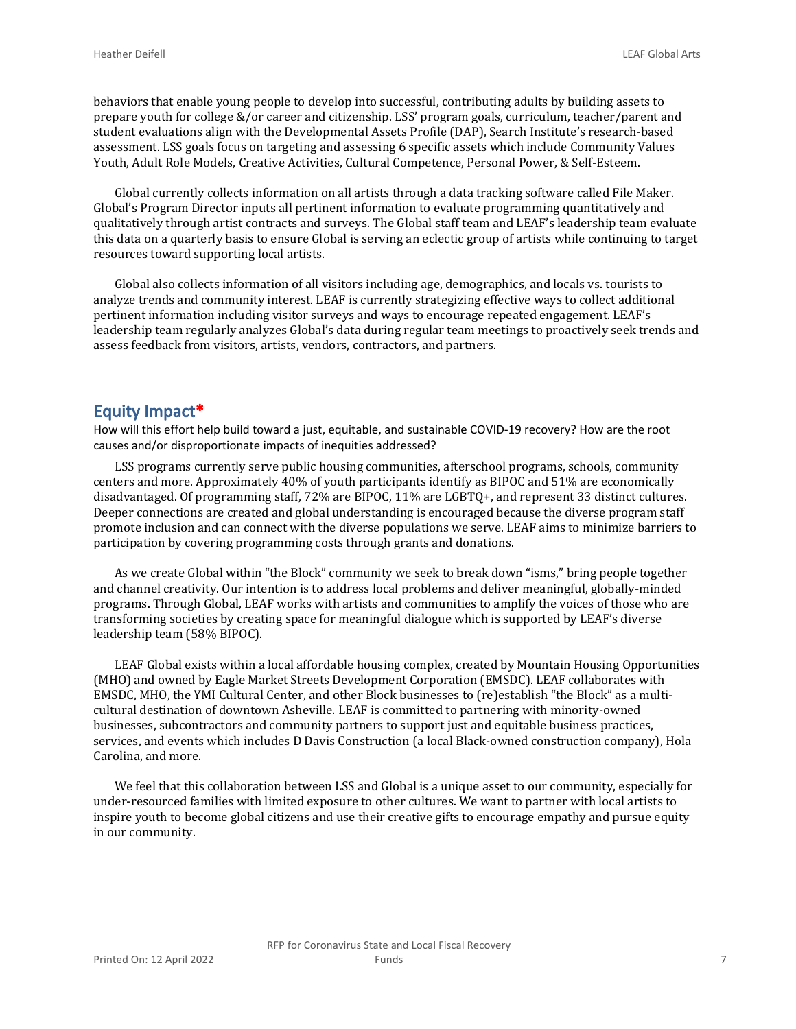behaviors that enable young people to develop into successful, contributing adults by building assets to prepare youth for college &/or career and citizenship. LSS' program goals, curriculum, teacher/parent and student evaluations align with the Developmental Assets Profile (DAP), Search Institute's research-based assessment. LSS goals focus on targeting and assessing 6 specific assets which include Community Values Youth, Adult Role Models, Creative Activities, Cultural Competence, Personal Power, & Self-Esteem.

Global currently collects information on all artists through a data tracking software called File Maker. Global's Program Director inputs all pertinent information to evaluate programming quantitatively and qualitatively through artist contracts and surveys. The Global staff team and LEAF's leadership team evaluate this data on a quarterly basis to ensure Global is serving an eclectic group of artists while continuing to target resources toward supporting local artists.

Global also collects information of all visitors including age, demographics, and locals vs. tourists to analyze trends and community interest. LEAF is currently strategizing effective ways to collect additional pertinent information including visitor surveys and ways to encourage repeated engagement. LEAF's leadership team regularly analyzes Global's data during regular team meetings to proactively seek trends and assess feedback from visitors, artists, vendors, contractors, and partners.

## Equity Impact*

How will this effort help build toward a just, equitable, and sustainable COVID-19 recovery? How are the root causes and/or disproportionate impacts of inequities addressed?

LSS programs currently serve public housing communities, afterschool programs, schools, community centers and more. Approximately 40% of youth participants identify as BIPOC and 51% are economically disadvantaged. Of programming staff, 72% are BIPOC, 11% are LGBTQ+, and represent 33 distinct cultures. Deeper connections are created and global understanding is encouraged because the diverse program staff promote inclusion and can connect with the diverse populations we serve. LEAF aims to minimize barriers to participation by covering programming costs through grants and donations.

As we create Global within "the Block" community we seek to break down "isms," bring people together and channel creativity. Our intention is to address local problems and deliver meaningful, globally-minded programs. Through Global, LEAF works with artists and communities to amplify the voices of those who are transforming societies by creating space for meaningful dialogue which is supported by LEAF's diverse leadership team (58% BIPOC).

LEAF Global exists within a local affordable housing complex, created by Mountain Housing Opportunities (MHO) and owned by Eagle Market Streets Development Corporation (EMSDC). LEAF collaborates with EMSDC, MHO, the YMI Cultural Center, and other Block businesses to (re)establish "the Block" as a multi-cultural destination of downtown Asheville. LEAF is committed to partnering with minority-owned businesses, subcontractors and community partners to support just and equitable business practices, services, and events which includes D Davis Construction (a local Black-owned construction company), Hola Carolina, and more.

We feel that this collaboration between LSS and Global is a unique asset to our community, especially for under-resourced families with limited exposure to other cultures. We want to partner with local artists to inspire youth to become global citizens and use their creative gifts to encourage empathy and pursue equity in our community.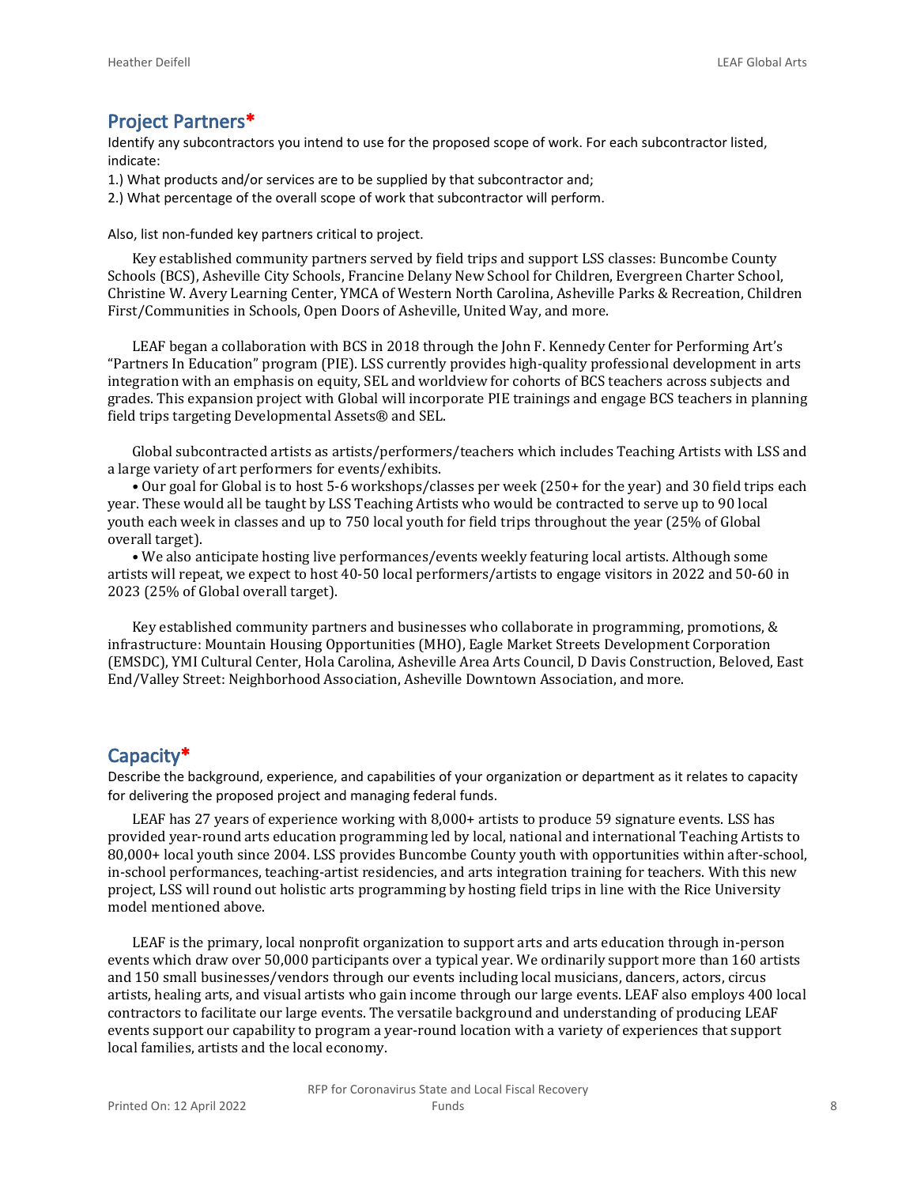## Project Partners*

Identify any subcontractors you intend to use for the proposed scope of work. For each subcontractor listed, indicate:

1.) What products and/or services are to be supplied by that subcontractor and;

2.) What percentage of the overall scope of work that subcontractor will perform.

Also, list non-funded key partners critical to project.

Key established community partners served by field trips and support LSS classes: Buncombe County Schools (BCS), Asheville City Schools, Francine Delany New School for Children, Evergreen Charter School, Christine W. Avery Learning Center, YMCA of Western North Carolina, Asheville Parks & Recreation, Children First/Communities in Schools, Open Doors of Asheville, United Way, and more.

LEAF began a collaboration with BCS in 2018 through the John F. Kennedy Center for Performing Art's "Partners In Education" program (PIE). LSS currently provides high-quality professional development in arts integration with an emphasis on equity, SEL and worldview for cohorts of BCS teachers across subjects and grades. This expansion project with Global will incorporate PIE trainings and engage BCS teachers in planning field trips targeting Developmental Assets® and SEL.

Global subcontracted artists as artists/performers/teachers which includes Teaching Artists with LSS and a large variety of art performers for events/exhibits.

• Our goal for Global is to host 5-6 workshops/classes per week (250+ for the year) and 30 field trips each year. These would all be taught by LSS Teaching Artists who would be contracted to serve up to 90 local youth each week in classes and up to 750 local youth for field trips throughout the year (25% of Global overall target).

• We also anticipate hosting live performances/events weekly featuring local artists. Although some artists will repeat, we expect to host 40-50 local performers/artists to engage visitors in 2022 and 50-60 in 2023 (25% of Global overall target).

Key established community partners and businesses who collaborate in programming, promotions, & infrastructure: Mountain Housing Opportunities (MHO), Eagle Market Streets Development Corporation (EMSDC), YMI Cultural Center, Hola Carolina, Asheville Area Arts Council, D Davis Construction, Beloved, East End/Valley Street: Neighborhood Association, Asheville Downtown Association, and more.

## Capacity*

Describe the background, experience, and capabilities of your organization or department as it relates to capacity for delivering the proposed project and managing federal funds.

LEAF has 27 years of experience working with 8,000+ artists to produce 59 signature events. LSS has provided year-round arts education programming led by local, national and international Teaching Artists to 80,000+ local youth since 2004. LSS provides Buncombe County youth with opportunities within after-school, in-school performances, teaching-artist residencies, and arts integration training for teachers. With this new project, LSS will round out holistic arts programming by hosting field trips in line with the Rice University model mentioned above.

LEAF is the primary, local nonprofit organization to support arts and arts education through in-person events which draw over 50,000 participants over a typical year. We ordinarily support more than 160 artists and 150 small businesses/vendors through our events including local musicians, dancers, actors, circus artists, healing arts, and visual artists who gain income through our large events. LEAF also employs 400 local contractors to facilitate our large events. The versatile background and understanding of producing LEAF events support our capability to program a year-round location with a variety of experiences that support local families, artists and the local economy.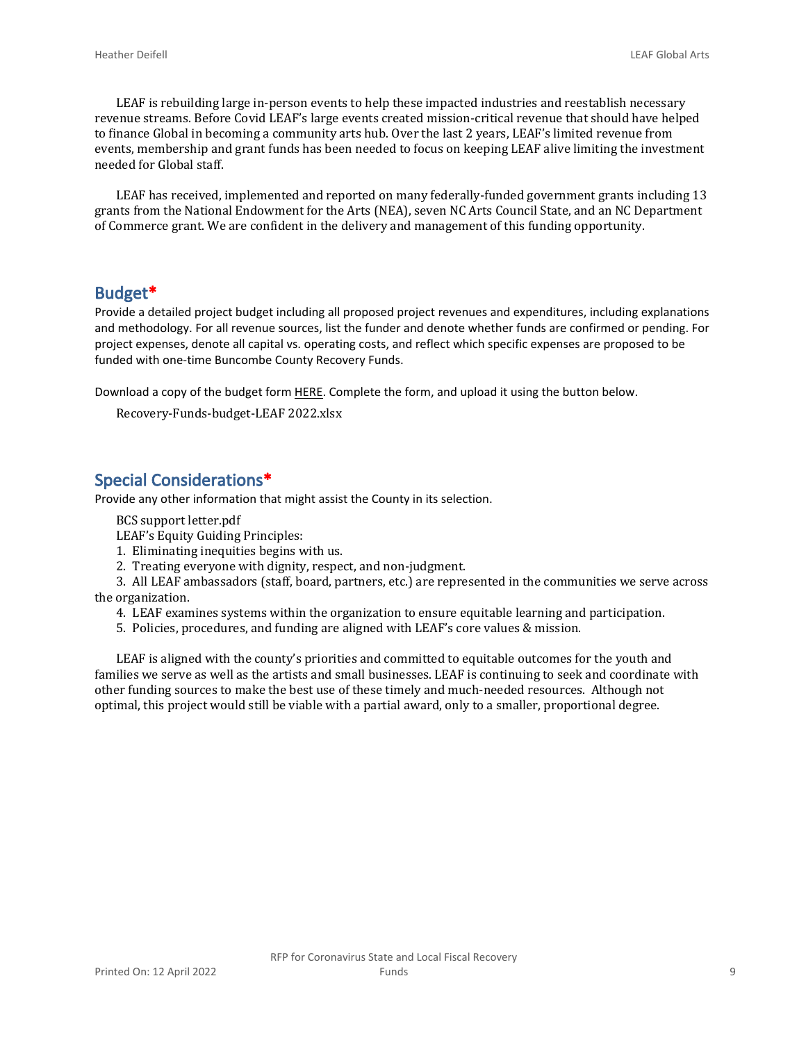LEAF is rebuilding large in-person events to help these impacted industries and reestablish necessary revenue streams. Before Covid LEAF's large events created mission-critical revenue that should have helped to finance Global in becoming a community arts hub. Over the last 2 years, LEAF's limited revenue from events, membership and grant funds has been needed to focus on keeping LEAF alive limiting the investment needed for Global staff.

LEAF has received, implemented and reported on many federally-funded government grants including 13 grants from the National Endowment for the Arts (NEA), seven NC Arts Council State, and an NC Department of Commerce grant. We are confident in the delivery and management of this funding opportunity.

## Budget*

Provide a detailed project budget including all proposed project revenues and expenditures, including explanations and methodology. For all revenue sources, list the funder and denote whether funds are confirmed or pending. For project expenses, denote all capital vs. operating costs, and reflect which specific expenses are proposed to be funded with one-time Buncombe County Recovery Funds.

Download a copy of the budget form HERE. Complete the form, and upload it using the button below.

Recovery-Funds-budget-LEAF 2022.xlsx

## Special Considerations*

Provide any other information that might assist the County in its selection.

BCS support letter.pdf

LEAF's Equity Guiding Principles:

1. Eliminating inequities begins with us.
2. Treating everyone with dignity, respect, and non-judgment.
3. All LEAF ambassadors (staff, board, partners, etc.) are represented in the communities we serve across the organization.
4. LEAF examines systems within the organization to ensure equitable learning and participation.
5. Policies, procedures, and funding are aligned with LEAF's core values & mission.

LEAF is aligned with the county's priorities and committed to equitable outcomes for the youth and families we serve as well as the artists and small businesses. LEAF is continuing to seek and coordinate with other funding sources to make the best use of these timely and much-needed resources. Although not optimal, this project would still be viable with a partial award, only to a smaller, proportional degree.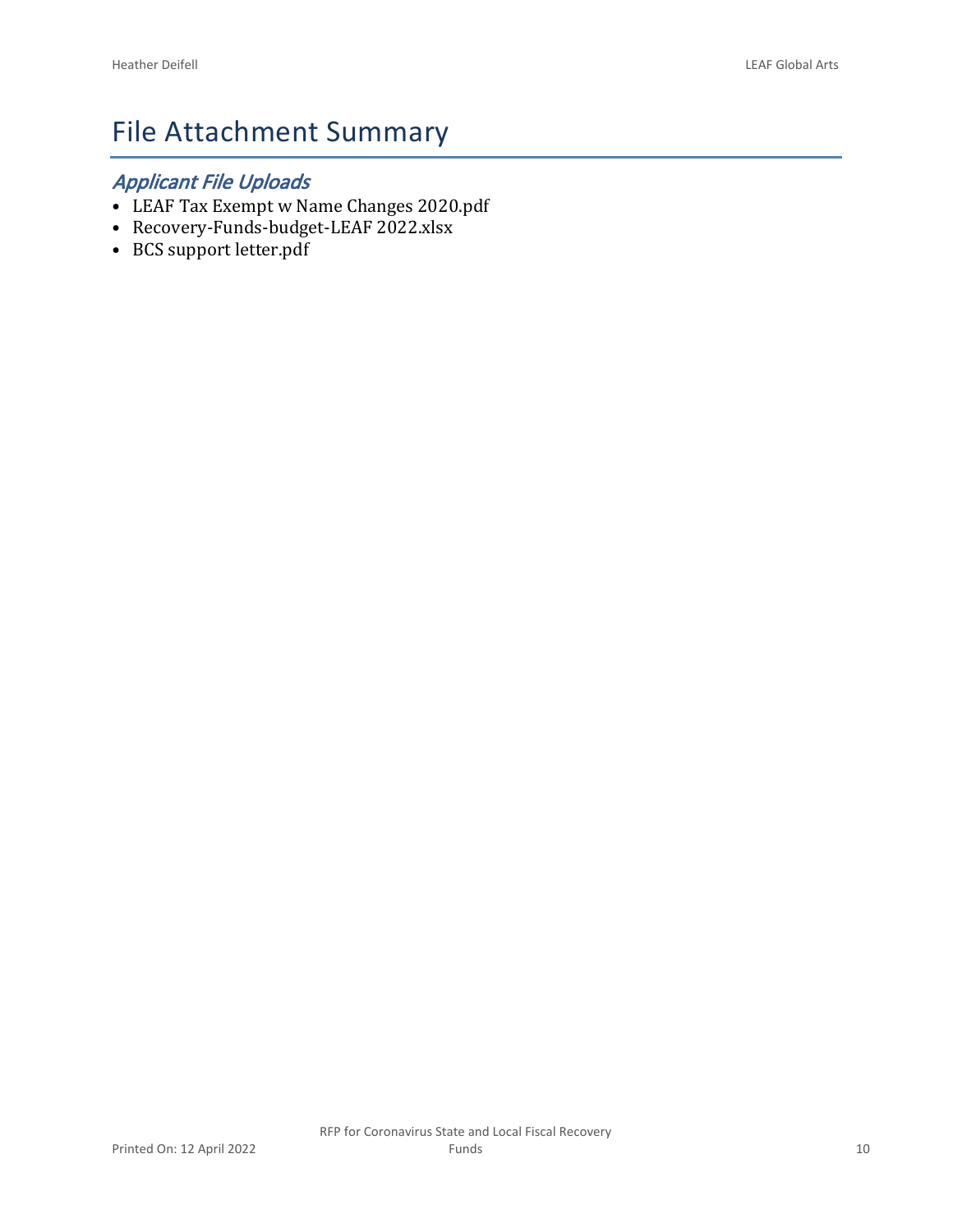# File Attachment Summary

## *Applicant File Uploads*

- LEAF Tax Exempt w Name Changes 2020.pdf
- Recovery-Funds-budget-LEAF 2022.xlsx
- BCS support letter.pdf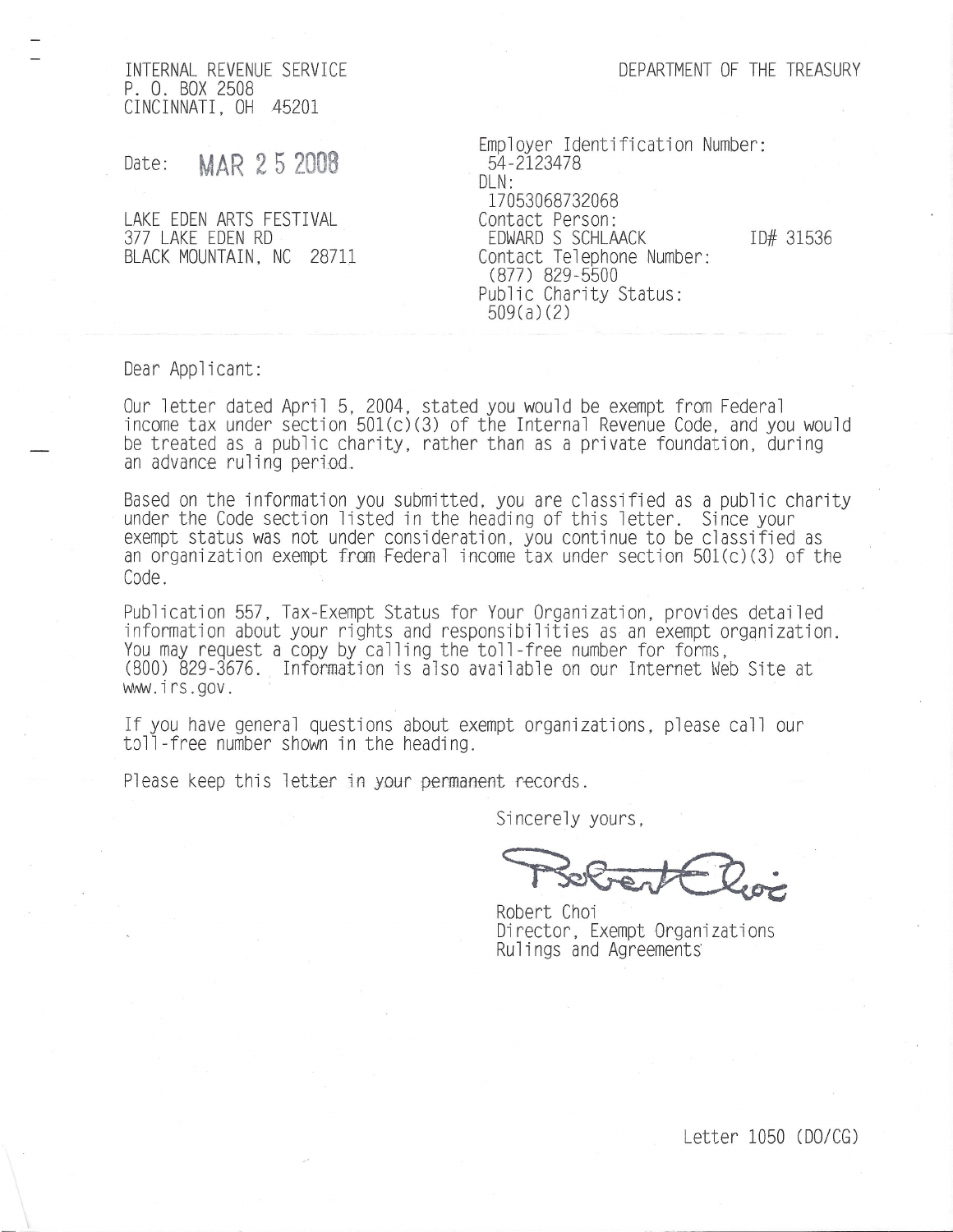INTERNAL REVENUE SERVICE
P. O. BOX 2508
CINCINNATI, OH 45201

DEPARTMENT OF THE TREASURY

Date: MAR 25 2008

LAKE EDEN ARTS FESTIVAL
377 LAKE EDEN RD
BLACK MOUNTAIN, NC 28711

Employer Identification Number:
54-2123478
DLN:
17053068732068
Contact Person:
EDWARD S SCHLAACK ID# 31536
Contact Telephone Number:
(877) 829-5500
Public Charity Status:
509(a)(2)

Dear Applicant:

Our letter dated April 5, 2004, stated you would be exempt from Federal income tax under section 501(c)(3) of the Internal Revenue Code, and you would be treated as a public charity, rather than as a private foundation, during an advance ruling period.

Based on the information you submitted, you are classified as a public charity under the Code section listed in the heading of this letter. Since your exempt status was not under consideration, you continue to be classified as an organization exempt from Federal income tax under section 501(c)(3) of the Code.

Publication 557, Tax-Exempt Status for Your Organization, provides detailed information about your rights and responsibilities as an exempt organization. You may request a copy by calling the toll-free number for forms, (800) 829-3676. Information is also available on our Internet Web Site at www.irs.gov.

If you have general questions about exempt organizations, please call our toll-free number shown in the heading.

Please keep this letter in your permanent records.

Sincerely yours,

Robert Choi
Director, Exempt Organizations
Rulings and Agreements

Letter 1050 (DO/CG)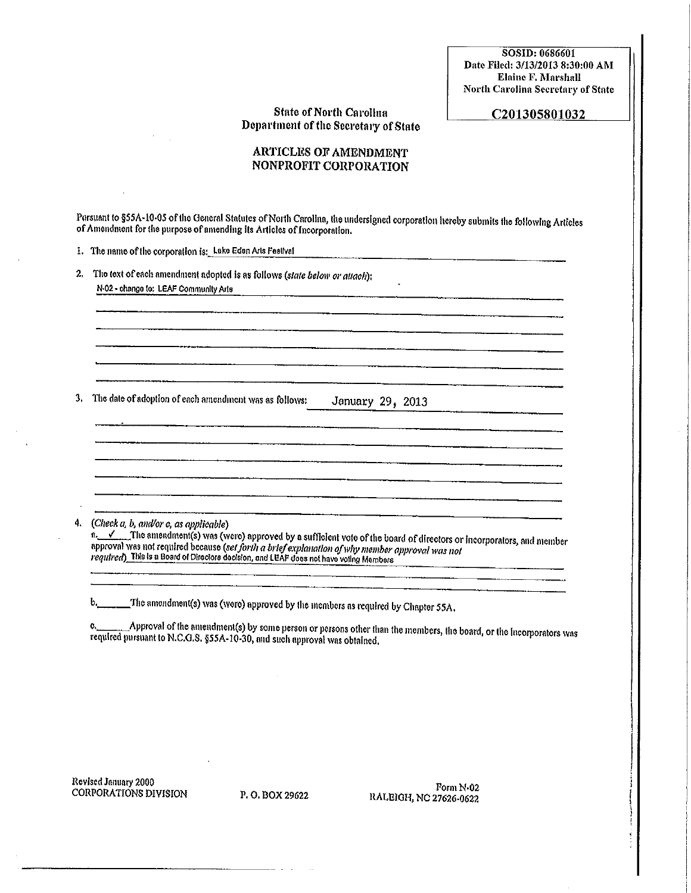SOSID: 0686601
Date Filed: 3/13/2013 8:30:00 AM
Elaine F. Marshall
North Carolina Secretary of State

**C201305801032**

State of North Carolina
Department of the Secretary of State

## ARTICLES OF AMENDMENT NONPROFIT CORPORATION

Pursuant to §55A-10-05 of the General Statutes of North Carolina, the undersigned corporation hereby submits the following Articles of Amendment for the purpose of amending its Articles of Incorporation.

1. The name of the corporation is: Lake Eden Arts Festival

2. The text of each amendment adopted is as follows (*state below or attach*):
   N-02 - change to: LEAF Community Arts

3. The date of adoption of each amendment was as follows: January 29, 2013

4. (*Check a, b, and/or c, as applicable*)

   a. ✓ The amendment(s) was (were) approved by a sufficient vote of the board of directors or incorporators, and member approval was not required because (*set forth a brief explanation of why member approval was not required*) This is a Board of Directors decision, and LEAF does not have voting Members

   b. ______ The amendment(s) was (were) approved by the members as required by Chapter 55A.

   c. ______ Approval of the amendment(s) by some person or persons other than the members, the board, or the incorporators was required pursuant to N.C.G.S. §55A-10-30, and such approval was obtained.

Revised January 2000
CORPORATIONS DIVISION P. O. BOX 29622 RALEIGH, NC 27626-0622
Form N-02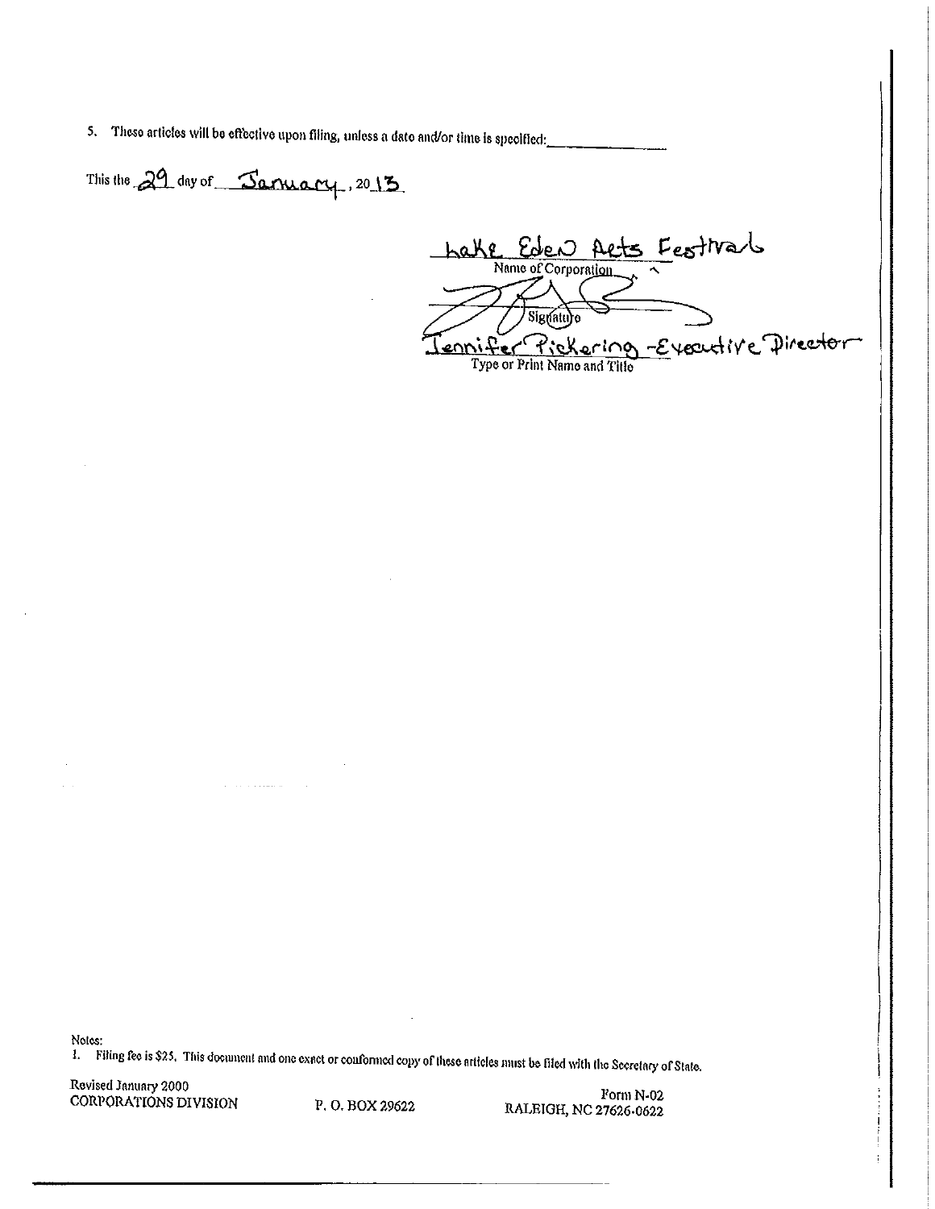5. These articles will be effective upon filing, unless a date and/or time is specified: ______________

This the 29 day of January, 2013.

Lake Eden Arts Festival
Name of Corporation

Signature

Jennifer Pickering - Executive Director
Type or Print Name and Title

Notes:
1. Filing fee is $25. This document and one exact or conformed copy of these articles must be filed with the Secretary of State.

Revised January 2000
CORPORATIONS DIVISION

P. O. BOX 29622

Form N-02
RALEIGH, NC 27626-0622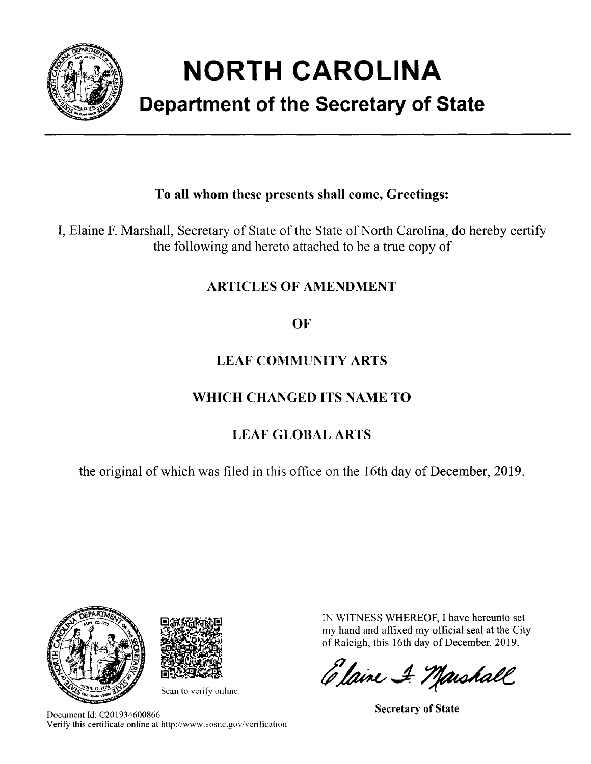# NORTH CAROLINA

## Department of the Secretary of State

**To all whom these presents shall come, Greetings:**

I, Elaine F. Marshall, Secretary of State of the State of North Carolina, do hereby certify the following and hereto attached to be a true copy of

**ARTICLES OF AMENDMENT**

**OF**

**LEAF COMMUNITY ARTS**

**WHICH CHANGED ITS NAME TO**

**LEAF GLOBAL ARTS**

the original of which was filed in this office on the 16th day of December, 2019.

Scan to verify online.

IN WITNESS WHEREOF, I have hereunto set my hand and affixed my official seal at the City of Raleigh, this 16th day of December, 2019.

Elaine F. Marshall

**Secretary of State**

Document Id: C201934600866
Verify this certificate online at http://www.sosnc.gov/verification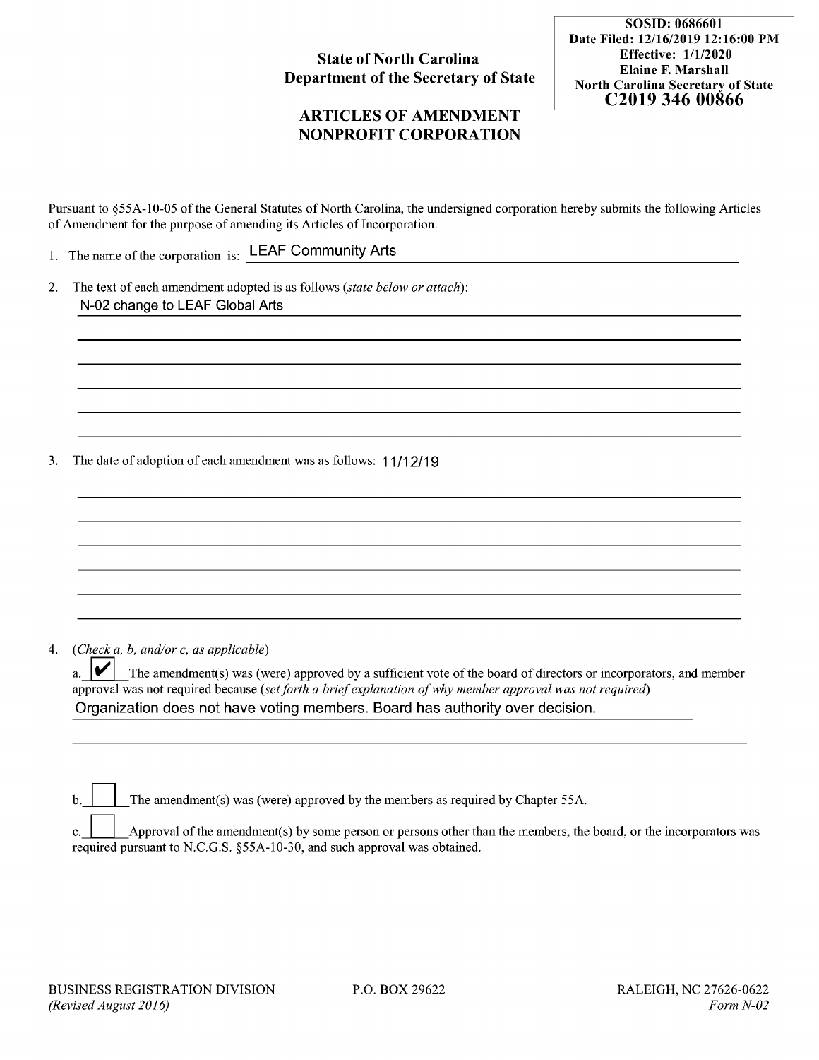SOSID: 0686601
Date Filed: 12/16/2019 12:16:00 PM
Effective: 1/1/2020
Elaine F. Marshall
North Carolina Secretary of State
C2019 346 00866

**State of North Carolina**
**Department of the Secretary of State**

## ARTICLES OF AMENDMENT NONPROFIT CORPORATION

Pursuant to §55A-10-05 of the General Statutes of North Carolina, the undersigned corporation hereby submits the following Articles of Amendment for the purpose of amending its Articles of Incorporation.

1. The name of the corporation is: LEAF Community Arts

2. The text of each amendment adopted is as follows (*state below or attach*):
   N-02 change to LEAF Global Arts

3. The date of adoption of each amendment was as follows: 11/12/19

4. (*Check a, b, and/or c, as applicable*)

   a. [✔] The amendment(s) was (were) approved by a sufficient vote of the board of directors or incorporators, and member approval was not required because (*set forth a brief explanation of why member approval was not required*)
   Organization does not have voting members. Board has authority over decision.

   b. [ ] The amendment(s) was (were) approved by the members as required by Chapter 55A.

   c. [ ] Approval of the amendment(s) by some person or persons other than the members, the board, or the incorporators was required pursuant to N.C.G.S. §55A-10-30, and such approval was obtained.

BUSINESS REGISTRATION DIVISION P.O. BOX 29622 RALEIGH, NC 27626-0622
*(Revised August 2016)* *Form N-02*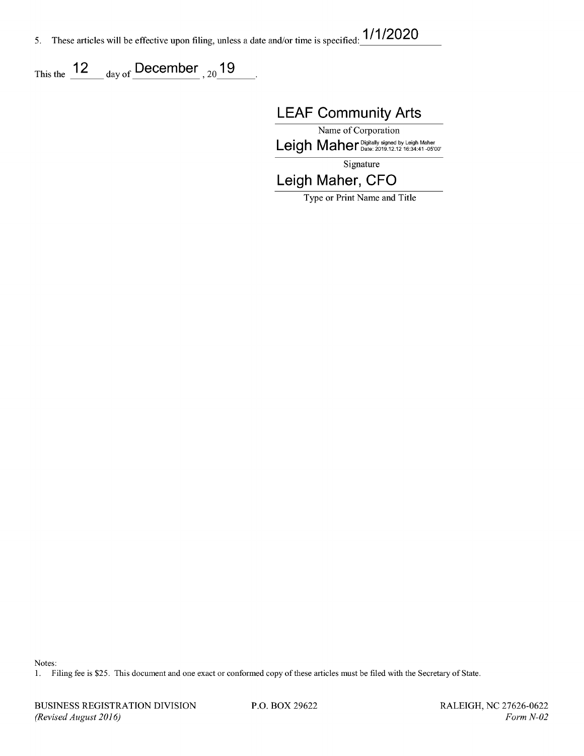5. These articles will be effective upon filing, unless a date and/or time is specified: 1/1/2020

This the 12 day of December , 2019 .

LEAF Community Arts

Name of Corporation

Leigh Maher Digitally signed by Leigh Maher Date: 2019.12.12 16:34:41 -05'00'

Signature

Leigh Maher, CFO

Type or Print Name and Title

Notes:

1. Filing fee is $25. This document and one exact or conformed copy of these articles must be filed with the Secretary of State.

BUSINESS REGISTRATION DIVISION P.O. BOX 29622 RALEIGH, NC 27626-0622

*(Revised August 2016)* *Form N-02*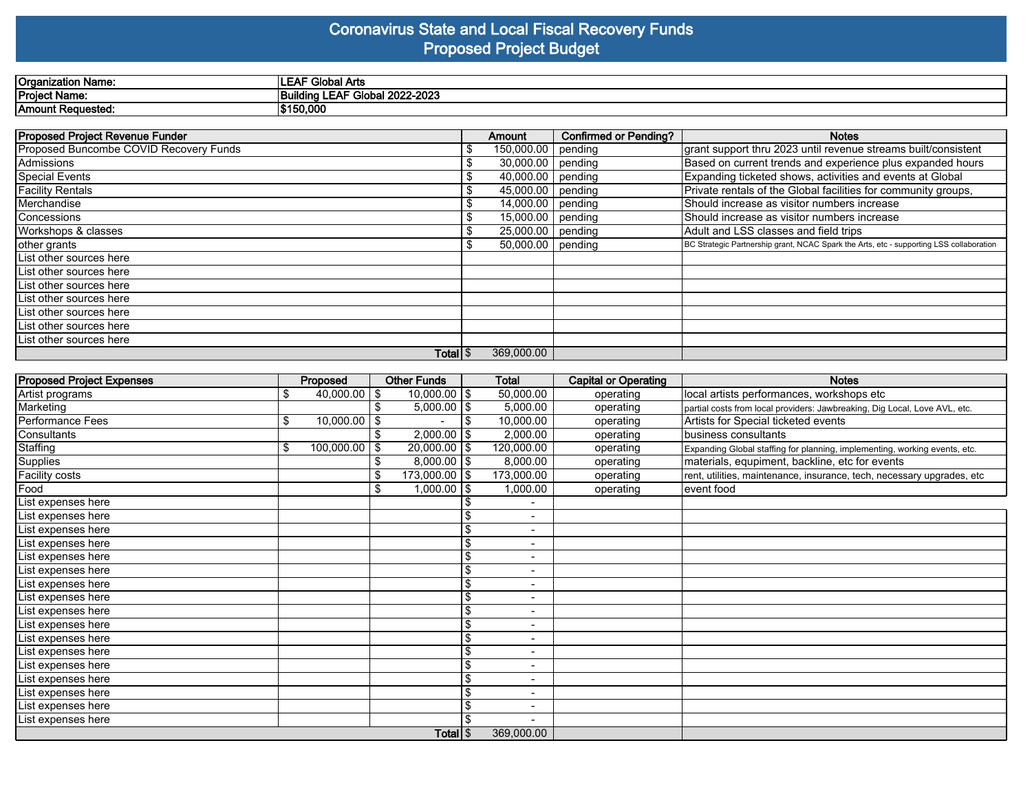# Coronavirus State and Local Fiscal Recovery Funds
## Proposed Project Budget

| | |
|---|---|
| **Organization Name:** | **LEAF Global Arts** |
| **Project Name:** | **Building LEAF Global 2022-2023** |
| **Amount Requested:** | **$150,000** |

| Proposed Project Revenue Funder | Amount | Confirmed or Pending? | Notes |
|---|---|---|---|
| Proposed Buncombe COVID Recovery Funds | $ 150,000.00 | pending | grant support thru 2023 until revenue streams built/consistent |
| Admissions | $ 30,000.00 | pending | Based on current trends and experience plus expanded hours |
| Special Events | $ 40,000.00 | pending | Expanding ticketed shows, activities and events at Global |
| Facility Rentals | $ 45,000.00 | pending | Private rentals of the Global facilities for community groups, |
| Merchandise | $ 14,000.00 | pending | Should increase as visitor numbers increase |
| Concessions | $ 15,000.00 | pending | Should increase as visitor numbers increase |
| Workshops & classes | $ 25,000.00 | pending | Adult and LSS classes and field trips |
| other grants | $ 50,000.00 | pending | BC Strategic Partnership grant, NCAC Spark the Arts, etc - supporting LSS collaboration |
| List other sources here | | | |
| List other sources here | | | |
| List other sources here | | | |
| List other sources here | | | |
| List other sources here | | | |
| List other sources here | | | |
| List other sources here | | | |
| **Total** | $ 369,000.00 | | |

| Proposed Project Expenses | Proposed | Other Funds | Total | Capital or Operating | Notes |
|---|---|---|---|---|---|
| Artist programs | $ 40,000.00 | $ 10,000.00 | $ 50,000.00 | operating | local artists performances, workshops etc |
| Marketing | | $ 5,000.00 | $ 5,000.00 | operating | partial costs from local providers: Jawbreaking, Dig Local, Love AVL, etc. |
| Performance Fees | $ 10,000.00 | $ - | $ 10,000.00 | operating | Artists for Special ticketed events |
| Consultants | | $ 2,000.00 | $ 2,000.00 | operating | business consultants |
| Staffing | $ 100,000.00 | $ 20,000.00 | $ 120,000.00 | operating | Expanding Global staffing for planning, implementing, working events, etc. |
| Supplies | | $ 8,000.00 | $ 8,000.00 | operating | materials, equipment, backline, etc for events |
| Facility costs | | $ 173,000.00 | $ 173,000.00 | operating | rent, utilities, maintenance, insurance, tech, necessary upgrades, etc |
| Food | | $ 1,000.00 | $ 1,000.00 | operating | event food |
| List expenses here | | | $ - | | |
| List expenses here | | | $ - | | |
| List expenses here | | | $ - | | |
| List expenses here | | | $ - | | |
| List expenses here | | | $ - | | |
| List expenses here | | | $ - | | |
| List expenses here | | | $ - | | |
| List expenses here | | | $ - | | |
| List expenses here | | | $ - | | |
| List expenses here | | | $ - | | |
| List expenses here | | | $ - | | |
| List expenses here | | | $ - | | |
| List expenses here | | | $ - | | |
| List expenses here | | | $ - | | |
| List expenses here | | | $ - | | |
| List expenses here | | | $ - | | |
| List expenses here | | | $ - | | |
| **Total** | | | $ 369,000.00 | | |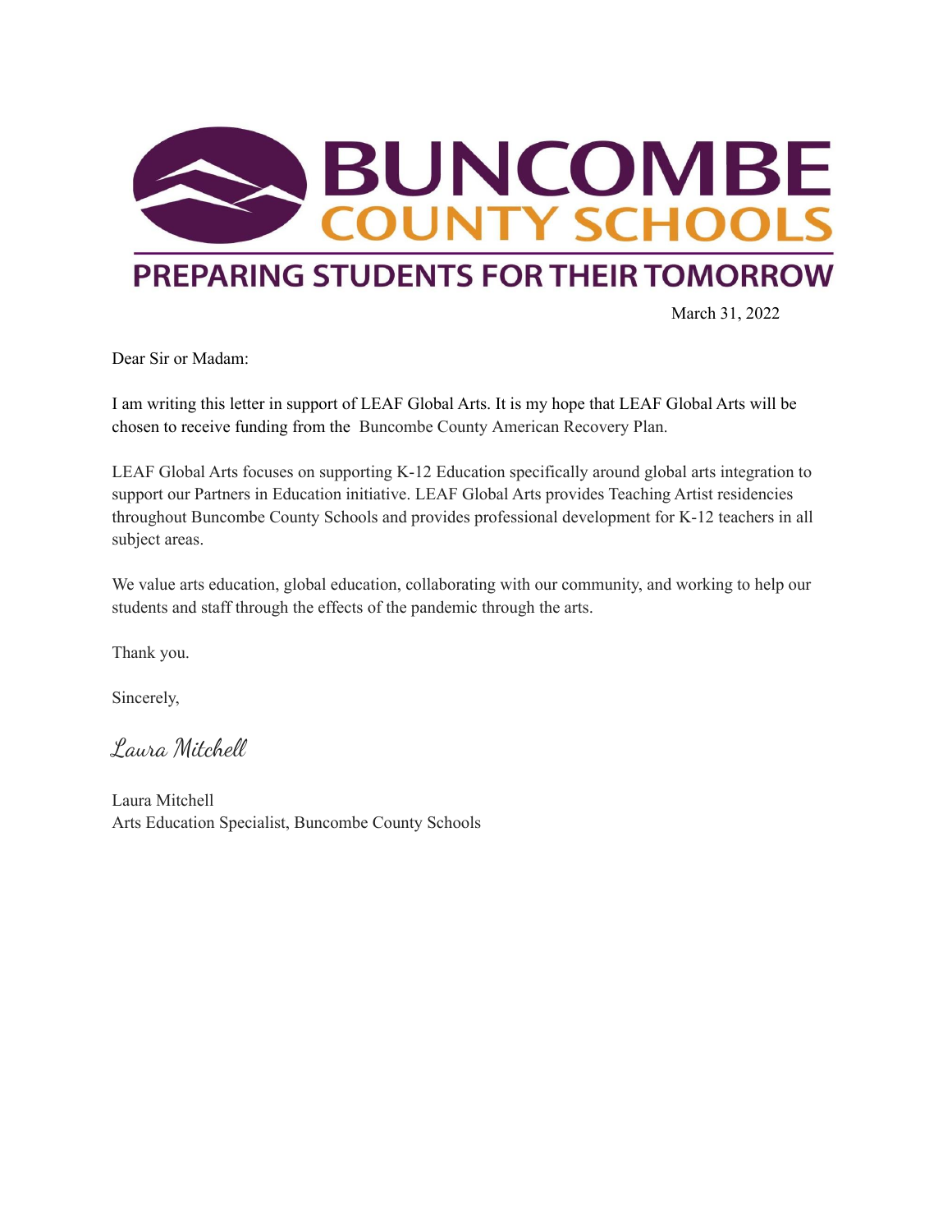# BUNCOMBE COUNTY SCHOOLS

## PREPARING STUDENTS FOR THEIR TOMORROW

March 31, 2022

Dear Sir or Madam:

I am writing this letter in support of LEAF Global Arts. It is my hope that LEAF Global Arts will be chosen to receive funding from the Buncombe County American Recovery Plan.

LEAF Global Arts focuses on supporting K-12 Education specifically around global arts integration to support our Partners in Education initiative. LEAF Global Arts provides Teaching Artist residencies throughout Buncombe County Schools and provides professional development for K-12 teachers in all subject areas.

We value arts education, global education, collaborating with our community, and working to help our students and staff through the effects of the pandemic through the arts.

Thank you.

Sincerely,

*Laura Mitchell*

Laura Mitchell
Arts Education Specialist, Buncombe County Schools